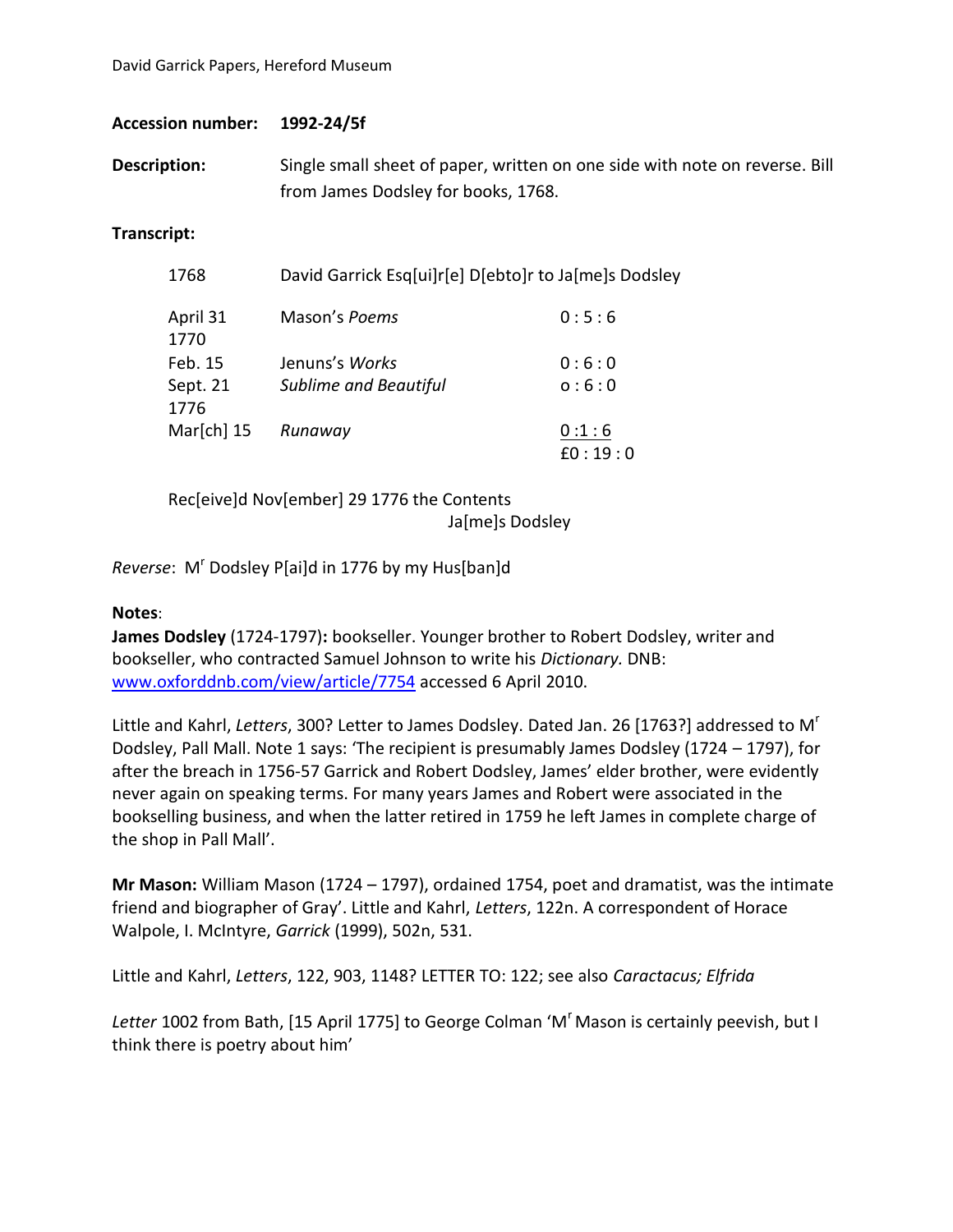David Garrick Papers, Hereford Museum

**Accession number:** **1992-24/5f**

**Description:** Single small sheet of paper, written on one side with note on reverse. Bill from James Dodsley for books, 1768.

**Transcript:**

| 1768 | David Garrick Esq[ui]r[e] D[ebto]r to Ja[me]s Dodsley | |
|---|---|---|
| April 31 | Mason's *Poems* | 0 : 5 : 6 |
| 1770 | | |
| Feb. 15 | Jenuns's *Works* | 0 : 6 : 0 |
| Sept. 21 | *Sublime and Beautiful* | o : 6 : 0 |
| 1776 | | |
| Mar[ch] 15 | *Runaway* | 0 :1 : 6 |
| | | £0 : 19 : 0 |

Rec[eive]d Nov[ember] 29 1776 the Contents
Ja[me]s Dodsley

*Reverse*: M[r] Dodsley P[ai]d in 1776 by my Hus[ban]d

**Notes**:

**James Dodsley** (1724-1797)**:** bookseller. Younger brother to Robert Dodsley, writer and bookseller, who contracted Samuel Johnson to write his *Dictionary.* DNB: www.oxforddnb.com/view/article/7754 accessed 6 April 2010.

Little and Kahrl, *Letters*, 300? Letter to James Dodsley. Dated Jan. 26 [1763?] addressed to M[r] Dodsley, Pall Mall. Note 1 says: 'The recipient is presumably James Dodsley (1724 – 1797), for after the breach in 1756-57 Garrick and Robert Dodsley, James' elder brother, were evidently never again on speaking terms. For many years James and Robert were associated in the bookselling business, and when the latter retired in 1759 he left James in complete charge of the shop in Pall Mall'.

**Mr Mason:** William Mason (1724 – 1797), ordained 1754, poet and dramatist, was the intimate friend and biographer of Gray'. Little and Kahrl, *Letters*, 122n. A correspondent of Horace Walpole, I. McIntyre, *Garrick* (1999), 502n, 531.

Little and Kahrl, *Letters*, 122, 903, 1148? LETTER TO: 122; see also *Caractacus; Elfrida*

*Letter* 1002 from Bath, [15 April 1775] to George Colman 'M[r] Mason is certainly peevish, but I think there is poetry about him'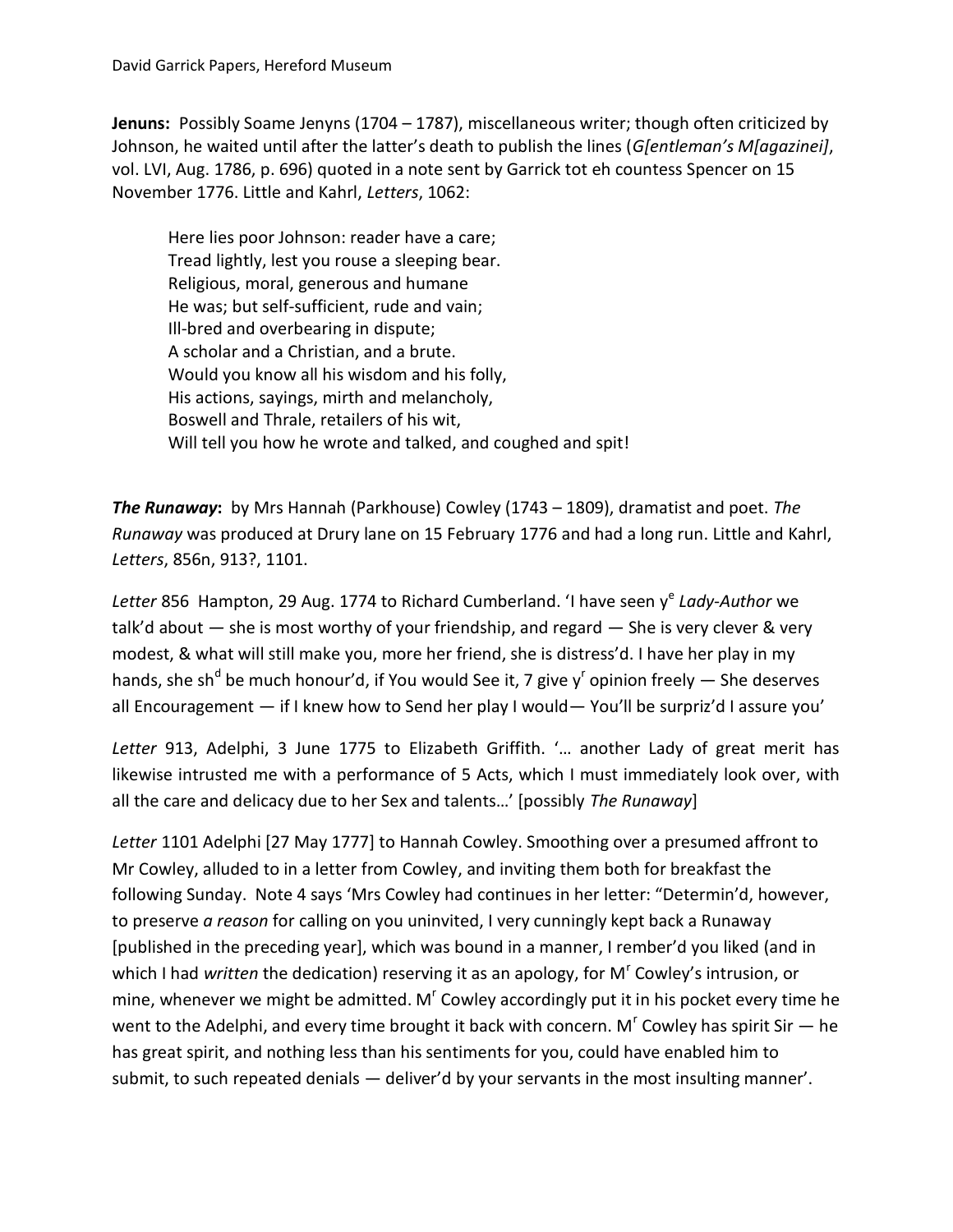**Jenuns:** Possibly Soame Jenyns (1704 – 1787), miscellaneous writer; though often criticized by Johnson, he waited until after the latter's death to publish the lines (*G[entleman's M[agazinei]*, vol. LVI, Aug. 1786, p. 696) quoted in a note sent by Garrick tot eh countess Spencer on 15 November 1776. Little and Kahrl, *Letters*, 1062:

> Here lies poor Johnson: reader have a care;
> Tread lightly, lest you rouse a sleeping bear.
> Religious, moral, generous and humane
> He was; but self-sufficient, rude and vain;
> Ill-bred and overbearing in dispute;
> A scholar and a Christian, and a brute.
> Would you know all his wisdom and his folly,
> His actions, sayings, mirth and melancholy,
> Boswell and Thrale, retailers of his wit,
> Will tell you how he wrote and talked, and coughed and spit!

***The Runaway*:** by Mrs Hannah (Parkhouse) Cowley (1743 – 1809), dramatist and poet. *The Runaway* was produced at Drury lane on 15 February 1776 and had a long run. Little and Kahrl, *Letters*, 856n, 913?, 1101.

*Letter* 856 Hampton, 29 Aug. 1774 to Richard Cumberland. 'I have seen y[e] *Lady-Author* we talk'd about — she is most worthy of your friendship, and regard — She is very clever & very modest, & what will still make you, more her friend, she is distress'd. I have her play in my hands, she sh[d] be much honour'd, if You would See it, 7 give y[r] opinion freely — She deserves all Encouragement — if I knew how to Send her play I would— You'll be surpriz'd I assure you'

*Letter* 913, Adelphi, 3 June 1775 to Elizabeth Griffith. '… another Lady of great merit has likewise intrusted me with a performance of 5 Acts, which I must immediately look over, with all the care and delicacy due to her Sex and talents…' [possibly *The Runaway*]

*Letter* 1101 Adelphi [27 May 1777] to Hannah Cowley. Smoothing over a presumed affront to Mr Cowley, alluded to in a letter from Cowley, and inviting them both for breakfast the following Sunday. Note 4 says 'Mrs Cowley had continues in her letter: "Determin'd, however, to preserve *a reason* for calling on you uninvited, I very cunningly kept back a Runaway [published in the preceding year], which was bound in a manner, I rember'd you liked (and in which I had *written* the dedication) reserving it as an apology, for M[r] Cowley's intrusion, or mine, whenever we might be admitted. M[r] Cowley accordingly put it in his pocket every time he went to the Adelphi, and every time brought it back with concern. M[r] Cowley has spirit Sir — he has great spirit, and nothing less than his sentiments for you, could have enabled him to submit, to such repeated denials — deliver'd by your servants in the most insulting manner'.